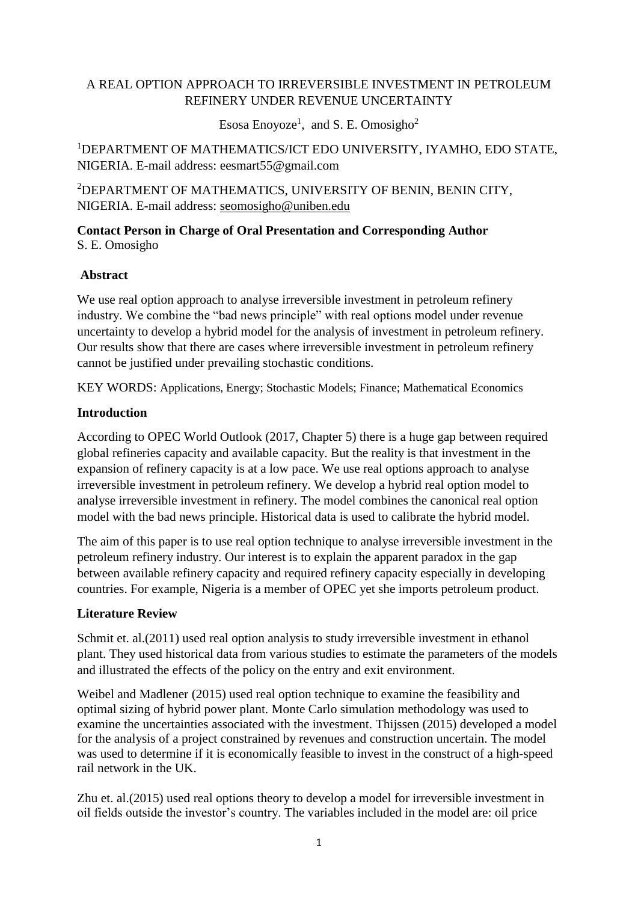# A REAL OPTION APPROACH TO IRREVERSIBLE INVESTMENT IN PETROLEUM REFINERY UNDER REVENUE UNCERTAINTY

Esosa Enoyoze[1], and S. E. Omosigho[2]

[1]DEPARTMENT OF MATHEMATICS/ICT EDO UNIVERSITY, IYAMHO, EDO STATE, NIGERIA. E-mail address: eesmart55@gmail.com

[2]DEPARTMENT OF MATHEMATICS, UNIVERSITY OF BENIN, BENIN CITY, NIGERIA. E-mail address: seomosigho@uniben.edu

**Contact Person in Charge of Oral Presentation and Corresponding Author**
S. E. Omosigho

## Abstract

We use real option approach to analyse irreversible investment in petroleum refinery industry. We combine the "bad news principle" with real options model under revenue uncertainty to develop a hybrid model for the analysis of investment in petroleum refinery. Our results show that there are cases where irreversible investment in petroleum refinery cannot be justified under prevailing stochastic conditions.

KEY WORDS: Applications, Energy; Stochastic Models; Finance; Mathematical Economics

## Introduction

According to OPEC World Outlook (2017, Chapter 5) there is a huge gap between required global refineries capacity and available capacity. But the reality is that investment in the expansion of refinery capacity is at a low pace. We use real options approach to analyse irreversible investment in petroleum refinery. We develop a hybrid real option model to analyse irreversible investment in refinery. The model combines the canonical real option model with the bad news principle. Historical data is used to calibrate the hybrid model.

The aim of this paper is to use real option technique to analyse irreversible investment in the petroleum refinery industry. Our interest is to explain the apparent paradox in the gap between available refinery capacity and required refinery capacity especially in developing countries. For example, Nigeria is a member of OPEC yet she imports petroleum product.

## Literature Review

Schmit et. al.(2011) used real option analysis to study irreversible investment in ethanol plant. They used historical data from various studies to estimate the parameters of the models and illustrated the effects of the policy on the entry and exit environment.

Weibel and Madlener (2015) used real option technique to examine the feasibility and optimal sizing of hybrid power plant. Monte Carlo simulation methodology was used to examine the uncertainties associated with the investment. Thijssen (2015) developed a model for the analysis of a project constrained by revenues and construction uncertain. The model was used to determine if it is economically feasible to invest in the construct of a high-speed rail network in the UK.

Zhu et. al.(2015) used real options theory to develop a model for irreversible investment in oil fields outside the investor's country. The variables included in the model are: oil price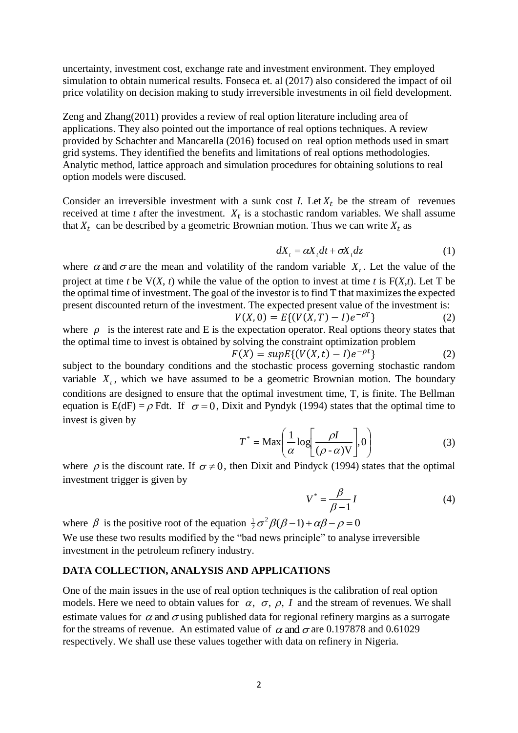uncertainty, investment cost, exchange rate and investment environment. They employed simulation to obtain numerical results. Fonseca et. al (2017) also considered the impact of oil price volatility on decision making to study irreversible investments in oil field development.

Zeng and Zhang(2011) provides a review of real option literature including area of applications. They also pointed out the importance of real options techniques. A review provided by Schachter and Mancarella (2016) focused on real option methods used in smart grid systems. They identified the benefits and limitations of real options methodologies. Analytic method, lattice approach and simulation procedures for obtaining solutions to real option models were discused.

Consider an irreversible investment with a sunk cost *I.* Let $X_t$ be the stream of revenues received at time *t* after the investment. $X_t$ is a stochastic random variables. We shall assume that $X_t$ can be described by a geometric Brownian motion. Thus we can write $X_t$ as

$$dX_t = \alpha X_t dt + \sigma X_t dz \tag{1}$$

where $\alpha$ and $\sigma$ are the mean and volatility of the random variable $X_t$. Let the value of the project at time *t* be V(*X*, *t*) while the value of the option to invest at time *t* is F(*X*,*t*). Let T be the optimal time of investment. The goal of the investor is to find T that maximizes the expected present discounted return of the investment. The expected present value of the investment is:

$$V(X,0) = E\{(V(X,T) - I)e^{-\rho T}\} \tag{2}$$

where $\rho$ is the interest rate and E is the expectation operator. Real options theory states that the optimal time to invest is obtained by solving the constraint optimization problem

$$F(X) = supE\{(V(X,t) - I)e^{-\rho t}\} \tag{2}$$

subject to the boundary conditions and the stochastic process governing stochastic random variable $X_t$, which we have assumed to be a geometric Brownian motion. The boundary conditions are designed to ensure that the optimal investment time, T, is finite. The Bellman equation is E(dF) = $\rho$ Fdt. If $\sigma = 0$, Dixit and Pyndyk (1994) states that the optimal time to invest is given by

$$T^* = \text{Max}\left(\frac{1}{\alpha}\log\left[\frac{\rho I}{(\rho - \alpha)\text{V}}\right], 0\right) \tag{3}$$

where $\rho$ is the discount rate. If $\sigma \neq 0$, then Dixit and Pindyck (1994) states that the optimal investment trigger is given by

$$V^* = \frac{\beta}{\beta - 1} I \tag{4}$$

where $\beta$ is the positive root of the equation $\frac{1}{2}\sigma^2\beta(\beta - 1) + \alpha\beta - \rho = 0$

We use these two results modified by the "bad news principle" to analyse irreversible investment in the petroleum refinery industry.

## DATA COLLECTION, ANALYSIS AND APPLICATIONS

One of the main issues in the use of real option techniques is the calibration of real option models. Here we need to obtain values for $\alpha$, $\sigma$, $\rho$, $I$ and the stream of revenues. We shall estimate values for $\alpha$ and $\sigma$ using published data for regional refinery margins as a surrogate for the streams of revenue. An estimated value of $\alpha$ and $\sigma$ are 0.197878 and 0.61029 respectively. We shall use these values together with data on refinery in Nigeria.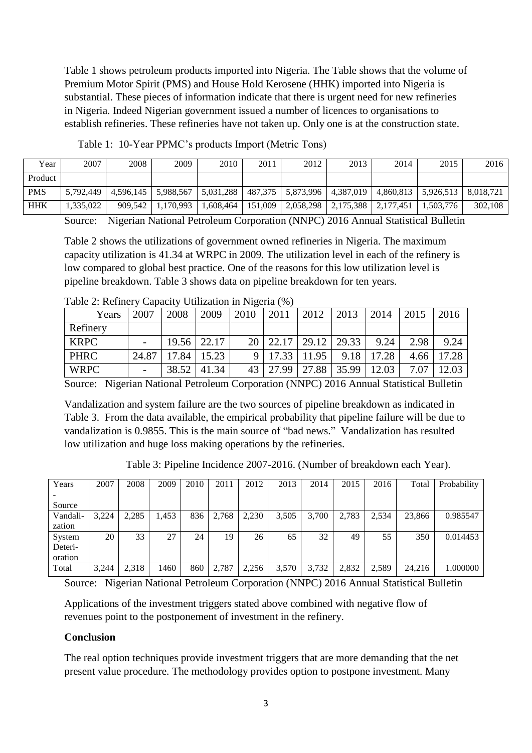Table 1 shows petroleum products imported into Nigeria. The Table shows that the volume of Premium Motor Spirit (PMS) and House Hold Kerosene (HHK) imported into Nigeria is substantial. These pieces of information indicate that there is urgent need for new refineries in Nigeria. Indeed Nigerian government issued a number of licences to organisations to establish refineries. These refineries have not taken up. Only one is at the construction state.

Table 1: 10-Year PPMC's products Import (Metric Tons)

| Year | 2007 | 2008 | 2009 | 2010 | 2011 | 2012 | 2013 | 2014 | 2015 | 2016 |
|---|---|---|---|---|---|---|---|---|---|---|
| Product | | | | | | | | | | |
| PMS | 5,792,449 | 4,596,145 | 5,988,567 | 5,031,288 | 487,375 | 5,873,996 | 4,387,019 | 4,860,813 | 5,926,513 | 8,018,721 |
| HHK | 1,335,022 | 909,542 | 1,170,993 | 1,608,464 | 151,009 | 2,058,298 | 2,175,388 | 2,177,451 | 1,503,776 | 302,108 |

Source: Nigerian National Petroleum Corporation (NNPC) 2016 Annual Statistical Bulletin

Table 2 shows the utilizations of government owned refineries in Nigeria. The maximum capacity utilization is 41.34 at WRPC in 2009. The utilization level in each of the refinery is low compared to global best practice. One of the reasons for this low utilization level is pipeline breakdown. Table 3 shows data on pipeline breakdown for ten years.

Table 2: Refinery Capacity Utilization in Nigeria (%)

| Years | 2007 | 2008 | 2009 | 2010 | 2011 | 2012 | 2013 | 2014 | 2015 | 2016 |
|---|---|---|---|---|---|---|---|---|---|---|
| Refinery | | | | | | | | | | |
| KRPC | - | 19.56 | 22.17 | 20 | 22.17 | 29.12 | 29.33 | 9.24 | 2.98 | 9.24 |
| PHRC | 24.87 | 17.84 | 15.23 | 9 | 17.33 | 11.95 | 9.18 | 17.28 | 4.66 | 17.28 |
| WRPC | - | 38.52 | 41.34 | 43 | 27.99 | 27.88 | 35.99 | 12.03 | 7.07 | 12.03 |

Source: Nigerian National Petroleum Corporation (NNPC) 2016 Annual Statistical Bulletin

Vandalization and system failure are the two sources of pipeline breakdown as indicated in Table 3. From the data available, the empirical probability that pipeline failure will be due to vandalization is 0.9855. This is the main source of "bad news." Vandalization has resulted low utilization and huge loss making operations by the refineries.

Table 3: Pipeline Incidence 2007-2016. (Number of breakdown each Year).

| Years - Source | 2007 | 2008 | 2009 | 2010 | 2011 | 2012 | 2013 | 2014 | 2015 | 2016 | Total | Probability |
|---|---|---|---|---|---|---|---|---|---|---|---|---|
| Vandalization | 3,224 | 2,285 | 1,453 | 836 | 2,768 | 2,230 | 3,505 | 3,700 | 2,783 | 2,534 | 23,866 | 0.985547 |
| System Deterioration | 20 | 33 | 27 | 24 | 19 | 26 | 65 | 32 | 49 | 55 | 350 | 0.014453 |
| Total | 3,244 | 2,318 | 1460 | 860 | 2,787 | 2,256 | 3,570 | 3,732 | 2,832 | 2,589 | 24,216 | 1.000000 |

Source: Nigerian National Petroleum Corporation (NNPC) 2016 Annual Statistical Bulletin

Applications of the investment triggers stated above combined with negative flow of revenues point to the postponement of investment in the refinery.

**Conclusion**

The real option techniques provide investment triggers that are more demanding that the net present value procedure. The methodology provides option to postpone investment. Many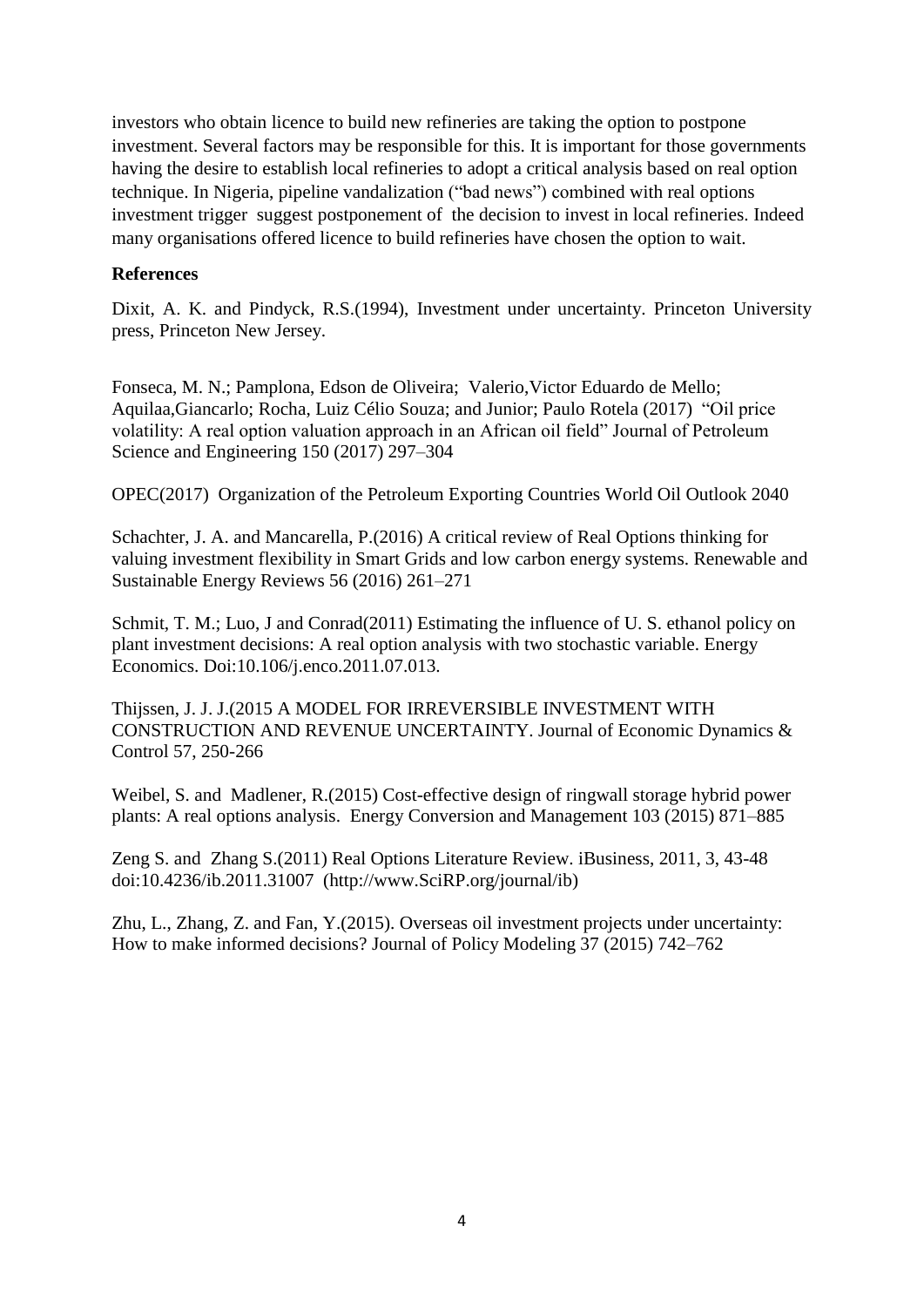investors who obtain licence to build new refineries are taking the option to postpone investment. Several factors may be responsible for this. It is important for those governments having the desire to establish local refineries to adopt a critical analysis based on real option technique. In Nigeria, pipeline vandalization ("bad news") combined with real options investment trigger suggest postponement of the decision to invest in local refineries. Indeed many organisations offered licence to build refineries have chosen the option to wait.

**References**

Dixit, A. K. and Pindyck, R.S.(1994), Investment under uncertainty. Princeton University press, Princeton New Jersey.

Fonseca, M. N.; Pamplona, Edson de Oliveira; Valerio,Victor Eduardo de Mello; Aquilaa,Giancarlo; Rocha, Luiz Célio Souza; and Junior; Paulo Rotela (2017) "Oil price volatility: A real option valuation approach in an African oil field" Journal of Petroleum Science and Engineering 150 (2017) 297–304

OPEC(2017) Organization of the Petroleum Exporting Countries World Oil Outlook 2040

Schachter, J. A. and Mancarella, P.(2016) A critical review of Real Options thinking for valuing investment flexibility in Smart Grids and low carbon energy systems. Renewable and Sustainable Energy Reviews 56 (2016) 261–271

Schmit, T. M.; Luo, J and Conrad(2011) Estimating the influence of U. S. ethanol policy on plant investment decisions: A real option analysis with two stochastic variable. Energy Economics. Doi:10.106/j.enco.2011.07.013.

Thijssen, J. J. J.(2015 A MODEL FOR IRREVERSIBLE INVESTMENT WITH CONSTRUCTION AND REVENUE UNCERTAINTY. Journal of Economic Dynamics & Control 57, 250-266

Weibel, S. and Madlener, R.(2015) Cost-effective design of ringwall storage hybrid power plants: A real options analysis. Energy Conversion and Management 103 (2015) 871–885

Zeng S. and Zhang S.(2011) Real Options Literature Review. iBusiness, 2011, 3, 43-48 doi:10.4236/ib.2011.31007 (http://www.SciRP.org/journal/ib)

Zhu, L., Zhang, Z. and Fan, Y.(2015). Overseas oil investment projects under uncertainty: How to make informed decisions? Journal of Policy Modeling 37 (2015) 742–762